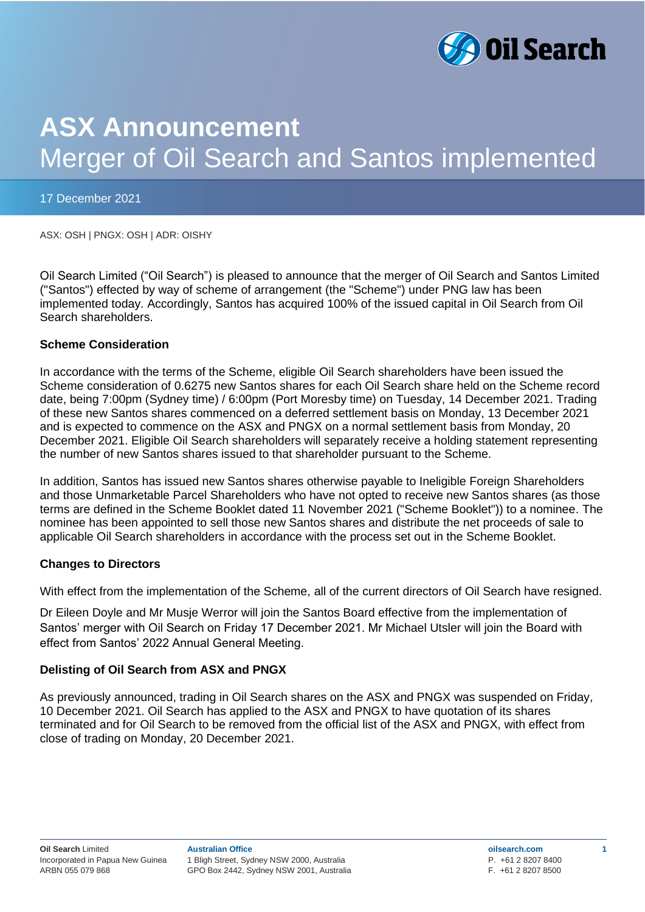# ASX Announcement

## Merger of Oil Search and Santos implemented

17 December 2021

ASX: OSH | PNGX: OSH | ADR: OISHY

Oil Search Limited ("Oil Search") is pleased to announce that the merger of Oil Search and Santos Limited ("Santos") effected by way of scheme of arrangement (the "Scheme") under PNG law has been implemented today. Accordingly, Santos has acquired 100% of the issued capital in Oil Search from Oil Search shareholders.

**Scheme Consideration**

In accordance with the terms of the Scheme, eligible Oil Search shareholders have been issued the Scheme consideration of 0.6275 new Santos shares for each Oil Search share held on the Scheme record date, being 7:00pm (Sydney time) / 6:00pm (Port Moresby time) on Tuesday, 14 December 2021. Trading of these new Santos shares commenced on a deferred settlement basis on Monday, 13 December 2021 and is expected to commence on the ASX and PNGX on a normal settlement basis from Monday, 20 December 2021. Eligible Oil Search shareholders will separately receive a holding statement representing the number of new Santos shares issued to that shareholder pursuant to the Scheme.

In addition, Santos has issued new Santos shares otherwise payable to Ineligible Foreign Shareholders and those Unmarketable Parcel Shareholders who have not opted to receive new Santos shares (as those terms are defined in the Scheme Booklet dated 11 November 2021 ("Scheme Booklet")) to a nominee. The nominee has been appointed to sell those new Santos shares and distribute the net proceeds of sale to applicable Oil Search shareholders in accordance with the process set out in the Scheme Booklet.

**Changes to Directors**

With effect from the implementation of the Scheme, all of the current directors of Oil Search have resigned.

Dr Eileen Doyle and Mr Musje Werror will join the Santos Board effective from the implementation of Santos' merger with Oil Search on Friday 17 December 2021. Mr Michael Utsler will join the Board with effect from Santos' 2022 Annual General Meeting.

**Delisting of Oil Search from ASX and PNGX**

As previously announced, trading in Oil Search shares on the ASX and PNGX was suspended on Friday, 10 December 2021. Oil Search has applied to the ASX and PNGX to have quotation of its shares terminated and for Oil Search to be removed from the official list of the ASX and PNGX, with effect from close of trading on Monday, 20 December 2021.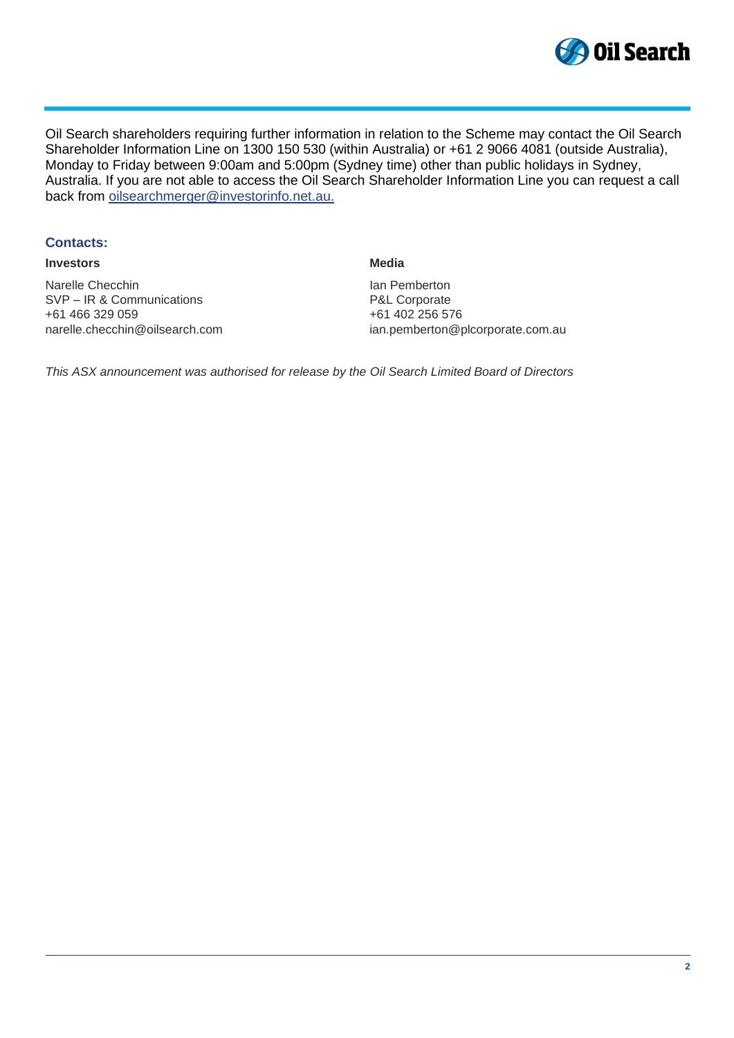Oil Search shareholders requiring further information in relation to the Scheme may contact the Oil Search Shareholder Information Line on 1300 150 530 (within Australia) or +61 2 9066 4081 (outside Australia), Monday to Friday between 9:00am and 5:00pm (Sydney time) other than public holidays in Sydney, Australia. If you are not able to access the Oil Search Shareholder Information Line you can request a call back from oilsearchmerger@investorinfo.net.au.

## Contacts:

**Investors**

Narelle Checchin
SVP – IR & Communications
+61 466 329 059
narelle.checchin@oilsearch.com

**Media**

Ian Pemberton
P&L Corporate
+61 402 256 576
ian.pemberton@plcorporate.com.au

*This ASX announcement was authorised for release by the Oil Search Limited Board of Directors*